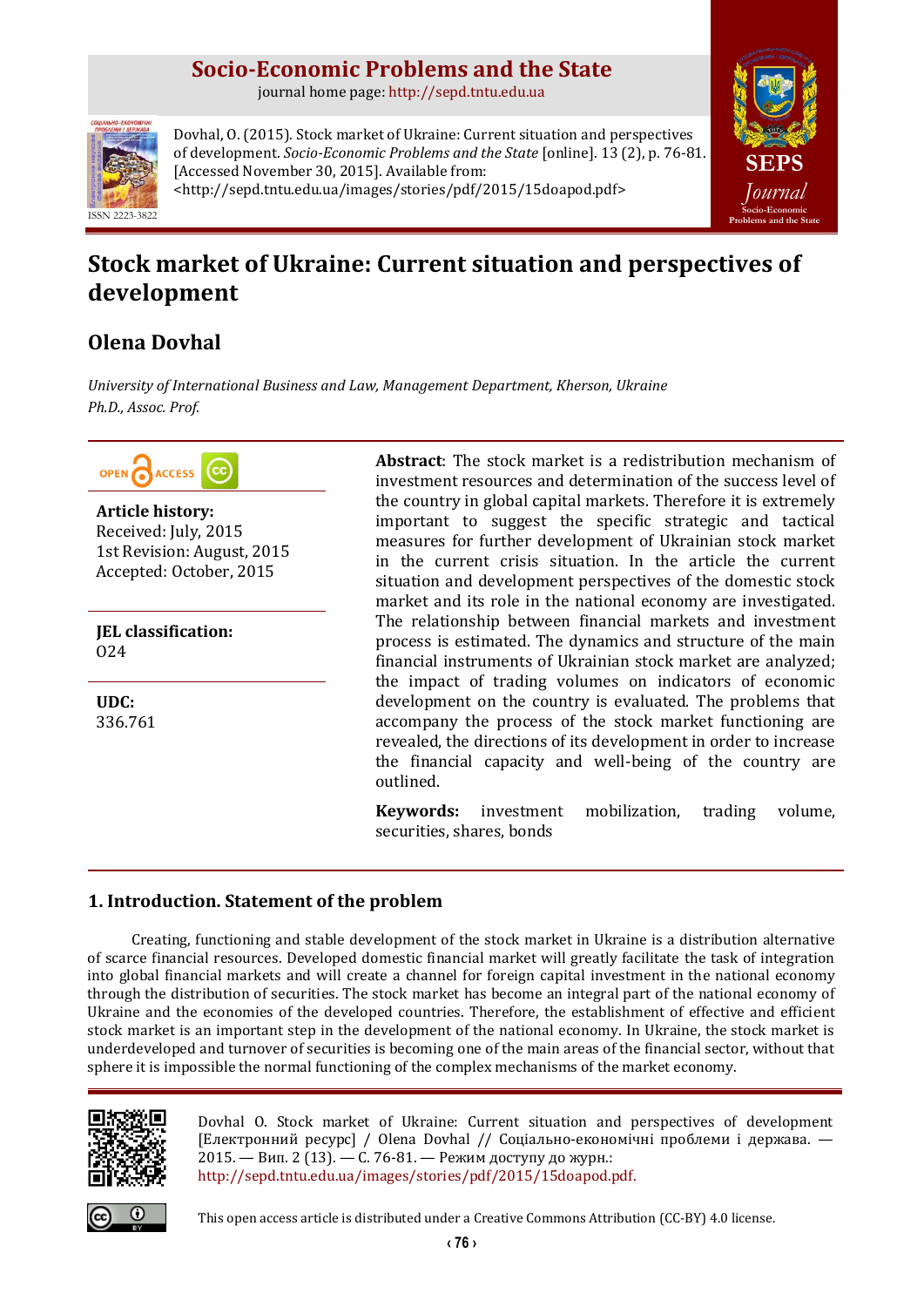# Socio-Economic Problems and the State

journal home page: http://sepd.tntu.edu.ua

Dovhal, O. (2015). Stock market of Ukraine: Current situation and perspectives of development. *Socio-Economic Problems and the State* [online]. 13 (2), p. 76-81. [Accessed November 30, 2015]. Available from: <http://sepd.tntu.edu.ua/images/stories/pdf/2015/15doapod.pdf>

ISSN 2223-3822

# Stock market of Ukraine: Current situation and perspectives of development

## Olena Dovhal

*University of International Business and Law, Management Department, Kherson, Ukraine*
*Ph.D., Assoc. Prof.*

**Article history:**
Received: July, 2015
1st Revision: August, 2015
Accepted: October, 2015

**JEL classification:**
O24

**UDC:**
336.761

**Abstract**: The stock market is a redistribution mechanism of investment resources and determination of the success level of the country in global capital markets. Therefore it is extremely important to suggest the specific strategic and tactical measures for further development of Ukrainian stock market in the current crisis situation. In the article the current situation and development perspectives of the domestic stock market and its role in the national economy are investigated. The relationship between financial markets and investment process is estimated. The dynamics and structure of the main financial instruments of Ukrainian stock market are analyzed; the impact of trading volumes on indicators of economic development on the country is evaluated. The problems that accompany the process of the stock market functioning are revealed, the directions of its development in order to increase the financial capacity and well-being of the country are outlined.

**Keywords:** investment mobilization, trading volume, securities, shares, bonds

## 1. Introduction. Statement of the problem

Creating, functioning and stable development of the stock market in Ukraine is a distribution alternative of scarce financial resources. Developed domestic financial market will greatly facilitate the task of integration into global financial markets and will create a channel for foreign capital investment in the national economy through the distribution of securities. The stock market has become an integral part of the national economy of Ukraine and the economies of the developed countries. Therefore, the establishment of effective and efficient stock market is an important step in the development of the national economy. In Ukraine, the stock market is underdeveloped and turnover of securities is becoming one of the main areas of the financial sector, without that sphere it is impossible the normal functioning of the complex mechanisms of the market economy.

Dovhal O. Stock market of Ukraine: Current situation and perspectives of development [Електронний ресурс] / Olena Dovhal // Соціально-економічні проблеми і держава. — 2015. — Вип. 2 (13). — С. 76-81. — Режим доступу до журн.: http://sepd.tntu.edu.ua/images/stories/pdf/2015/15doapod.pdf.

This open access article is distributed under a Creative Commons Attribution (CC-BY) 4.0 license.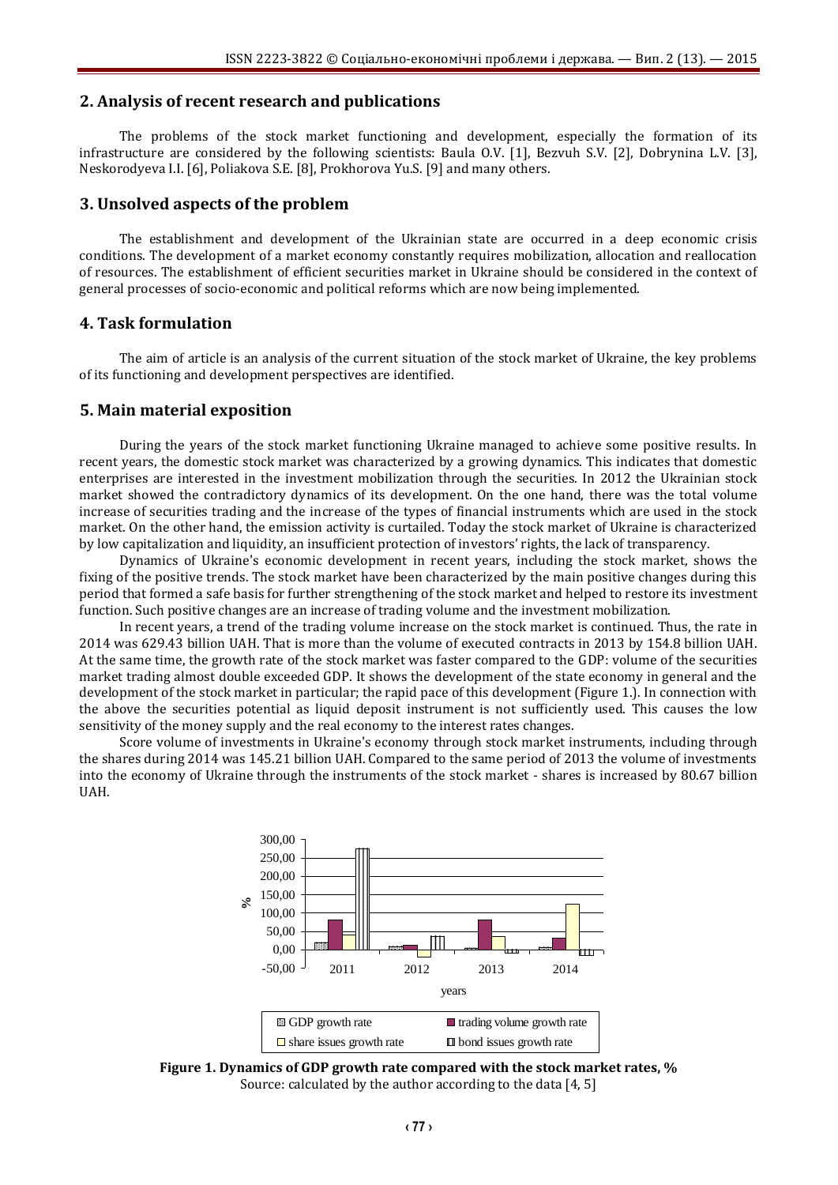## 2. Analysis of recent research and publications

The problems of the stock market functioning and development, especially the formation of its infrastructure are considered by the following scientists: Baula O.V. [1], Bezvuh S.V. [2], Dobrynina L.V. [3], Neskorodyeva I.I. [6], Poliakova S.E. [8], Prokhorova Yu.S. [9] and many others.

## 3. Unsolved aspects of the problem

The establishment and development of the Ukrainian state are occurred in a deep economic crisis conditions. The development of a market economy constantly requires mobilization, allocation and reallocation of resources. The establishment of efficient securities market in Ukraine should be considered in the context of general processes of socio-economic and political reforms which are now being implemented.

## 4. Task formulation

The aim of article is an analysis of the current situation of the stock market of Ukraine, the key problems of its functioning and development perspectives are identified.

## 5. Main material exposition

During the years of the stock market functioning Ukraine managed to achieve some positive results. In recent years, the domestic stock market was characterized by a growing dynamics. This indicates that domestic enterprises are interested in the investment mobilization through the securities. In 2012 the Ukrainian stock market showed the contradictory dynamics of its development. On the one hand, there was the total volume increase of securities trading and the increase of the types of financial instruments which are used in the stock market. On the other hand, the emission activity is curtailed. Today the stock market of Ukraine is characterized by low capitalization and liquidity, an insufficient protection of investors' rights, the lack of transparency.

Dynamics of Ukraine's economic development in recent years, including the stock market, shows the fixing of the positive trends. The stock market have been characterized by the main positive changes during this period that formed a safe basis for further strengthening of the stock market and helped to restore its investment function. Such positive changes are an increase of trading volume and the investment mobilization.

In recent years, a trend of the trading volume increase on the stock market is continued. Thus, the rate in 2014 was 629.43 billion UAH. That is more than the volume of executed contracts in 2013 by 154.8 billion UAH. At the same time, the growth rate of the stock market was faster compared to the GDP: volume of the securities market trading almost double exceeded GDP. It shows the development of the state economy in general and the development of the stock market in particular; the rapid pace of this development (Figure 1.). In connection with the above the securities potential as liquid deposit instrument is not sufficiently used. This causes the low sensitivity of the money supply and the real economy to the interest rates changes.

Score volume of investments in Ukraine's economy through stock market instruments, including through the shares during 2014 was 145.21 billion UAH. Compared to the same period of 2013 the volume of investments into the economy of Ukraine through the instruments of the stock market - shares is increased by 80.67 billion UAH.

**Figure 1. Dynamics of GDP growth rate compared with the stock market rates, %**

Source: calculated by the author according to the data [4, 5]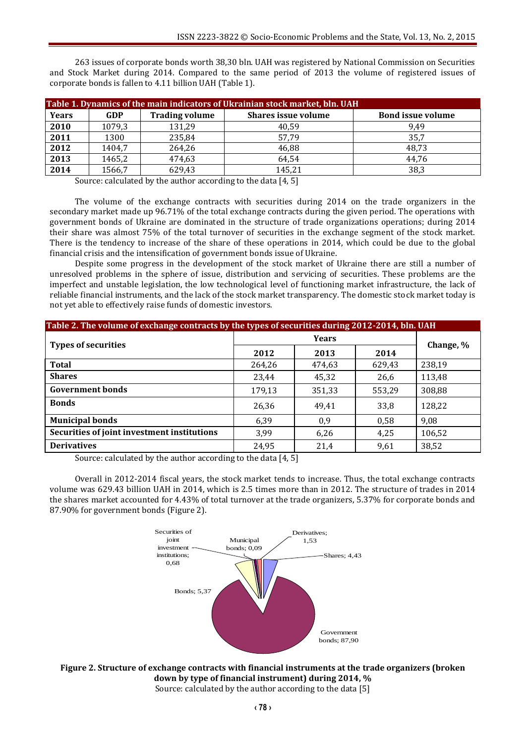263 issues of corporate bonds worth 38,30 bln. UAH was registered by National Commission on Securities and Stock Market during 2014. Compared to the same period of 2013 the volume of registered issues of corporate bonds is fallen to 4.11 billion UAH (Table 1).

**Table 1. Dynamics of the main indicators of Ukrainian stock market, bln. UAH**

| Years | GDP | Trading volume | Shares issue volume | Bond issue volume |
|---|---|---|---|---|
| **2010** | 1079,3 | 131,29 | 40,59 | 9,49 |
| **2011** | 1300 | 235,84 | 57,79 | 35,7 |
| **2012** | 1404,7 | 264,26 | 46,88 | 48,73 |
| **2013** | 1465,2 | 474,63 | 64,54 | 44,76 |
| **2014** | 1566,7 | 629,43 | 145,21 | 38,3 |

Source: calculated by the author according to the data [4, 5]

The volume of the exchange contracts with securities during 2014 on the trade organizers in the secondary market made up 96.71% of the total exchange contracts during the given period. The operations with government bonds of Ukraine are dominated in the structure of trade organizations operations; during 2014 their share was almost 75% of the total turnover of securities in the exchange segment of the stock market. There is the tendency to increase of the share of these operations in 2014, which could be due to the global financial crisis and the intensification of government bonds issue of Ukraine.

Despite some progress in the development of the stock market of Ukraine there are still a number of unresolved problems in the sphere of issue, distribution and servicing of securities. These problems are the imperfect and unstable legislation, the low technological level of functioning market infrastructure, the lack of reliable financial instruments, and the lack of the stock market transparency. The domestic stock market today is not yet able to effectively raise funds of domestic investors.

**Table 2. The volume of exchange contracts by the types of securities during 2012-2014, bln. UAH**

| Types of securities | Years | | | Change, % |
|---|---|---|---|---|
| | 2012 | 2013 | 2014 | |
| **Total** | 264,26 | 474,63 | 629,43 | 238,19 |
| **Shares** | 23,44 | 45,32 | 26,6 | 113,48 |
| **Government bonds** | 179,13 | 351,33 | 553,29 | 308,88 |
| **Bonds** | 26,36 | 49,41 | 33,8 | 128,22 |
| **Municipal bonds** | 6,39 | 0,9 | 0,58 | 9,08 |
| **Securities of joint investment institutions** | 3,99 | 6,26 | 4,25 | 106,52 |
| **Derivatives** | 24,95 | 21,4 | 9,61 | 38,52 |

Source: calculated by the author according to the data [4, 5]

Overall in 2012-2014 fiscal years, the stock market tends to increase. Thus, the total exchange contracts volume was 629.43 billion UAH in 2014, which is 2.5 times more than in 2012. The structure of trades in 2014 the shares market accounted for 4.43% of total turnover at the trade organizers, 5.37% for corporate bonds and 87.90% for government bonds (Figure 2).

Securities of joint investment institutions; 0,68 — Municipal bonds; 0,09 — Derivatives; 1,53 — Shares; 4,43 — Bonds; 5,37 — Government bonds; 87,90

**Figure 2. Structure of exchange contracts with financial instruments at the trade organizers (broken down by type of financial instrument) during 2014, %**

Source: calculated by the author according to the data [5]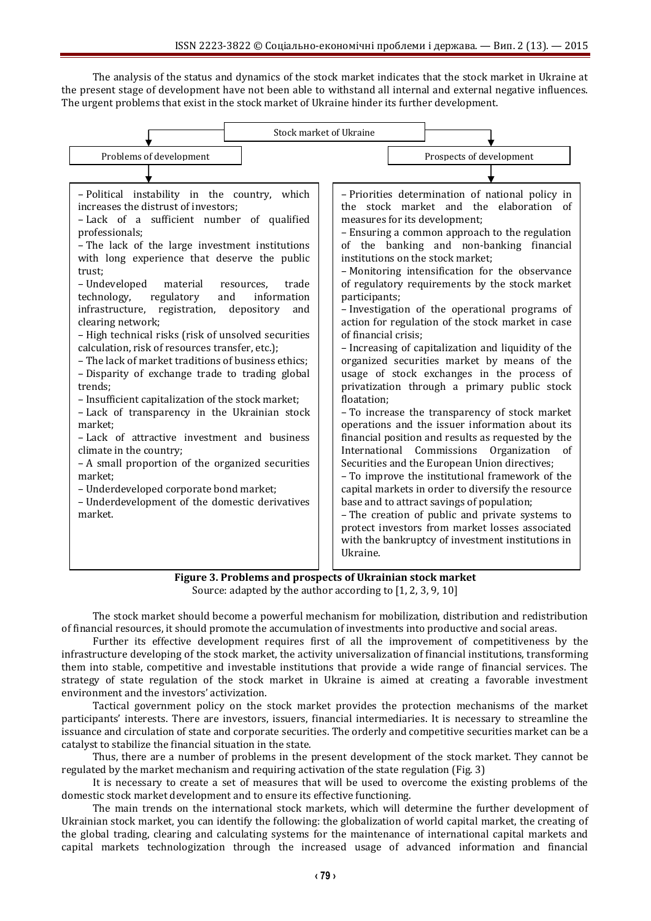The analysis of the status and dynamics of the stock market indicates that the stock market in Ukraine at the present stage of development have not been able to withstand all internal and external negative influences. The urgent problems that exist in the stock market of Ukraine hinder its further development.

| Stock market of Ukraine | |
|---|---|
| **Problems of development** | **Prospects of development** |
| – Political instability in the country, which increases the distrust of investors;<br>– Lack of a sufficient number of qualified professionals;<br>– The lack of the large investment institutions with long experience that deserve the public trust;<br>– Undeveloped material resources, trade technology, regulatory and information infrastructure, registration, depository and clearing network;<br>– High technical risks (risk of unsolved securities calculation, risk of resources transfer, etc.);<br>– The lack of market traditions of business ethics;<br>– Disparity of exchange trade to trading global trends;<br>– Insufficient capitalization of the stock market;<br>– Lack of transparency in the Ukrainian stock market;<br>– Lack of attractive investment and business climate in the country;<br>– A small proportion of the organized securities market;<br>– Underdeveloped corporate bond market;<br>– Underdevelopment of the domestic derivatives market. | – Priorities determination of national policy in the stock market and the elaboration of measures for its development;<br>– Ensuring a common approach to the regulation of the banking and non-banking financial institutions on the stock market;<br>– Monitoring intensification for the observance of regulatory requirements by the stock market participants;<br>– Investigation of the operational programs of action for regulation of the stock market in case of financial crisis;<br>– Increasing of capitalization and liquidity of the organized securities market by means of the usage of stock exchanges in the process of privatization through a primary public stock floatation;<br>– To increase the transparency of stock market operations and the issuer information about its financial position and results as requested by the International Commissions Organization of Securities and the European Union directives;<br>– To improve the institutional framework of the capital markets in order to diversify the resource base and to attract savings of population;<br>– The creation of public and private systems to protect investors from market losses associated with the bankruptcy of investment institutions in Ukraine. |

**Figure 3. Problems and prospects of Ukrainian stock market**

Source: adapted by the author according to [1, 2, 3, 9, 10]

The stock market should become a powerful mechanism for mobilization, distribution and redistribution of financial resources, it should promote the accumulation of investments into productive and social areas.

Further its effective development requires first of all the improvement of competitiveness by the infrastructure developing of the stock market, the activity universalization of financial institutions, transforming them into stable, competitive and investable institutions that provide a wide range of financial services. The strategy of state regulation of the stock market in Ukraine is aimed at creating a favorable investment environment and the investors' activization.

Tactical government policy on the stock market provides the protection mechanisms of the market participants' interests. There are investors, issuers, financial intermediaries. It is necessary to streamline the issuance and circulation of state and corporate securities. The orderly and competitive securities market can be a catalyst to stabilize the financial situation in the state.

Thus, there are a number of problems in the present development of the stock market. They cannot be regulated by the market mechanism and requiring activation of the state regulation (Fig. 3)

It is necessary to create a set of measures that will be used to overcome the existing problems of the domestic stock market development and to ensure its effective functioning.

The main trends on the international stock markets, which will determine the further development of Ukrainian stock market, you can identify the following: the globalization of world capital market, the creating of the global trading, clearing and calculating systems for the maintenance of international capital markets and capital markets technologization through the increased usage of advanced information and financial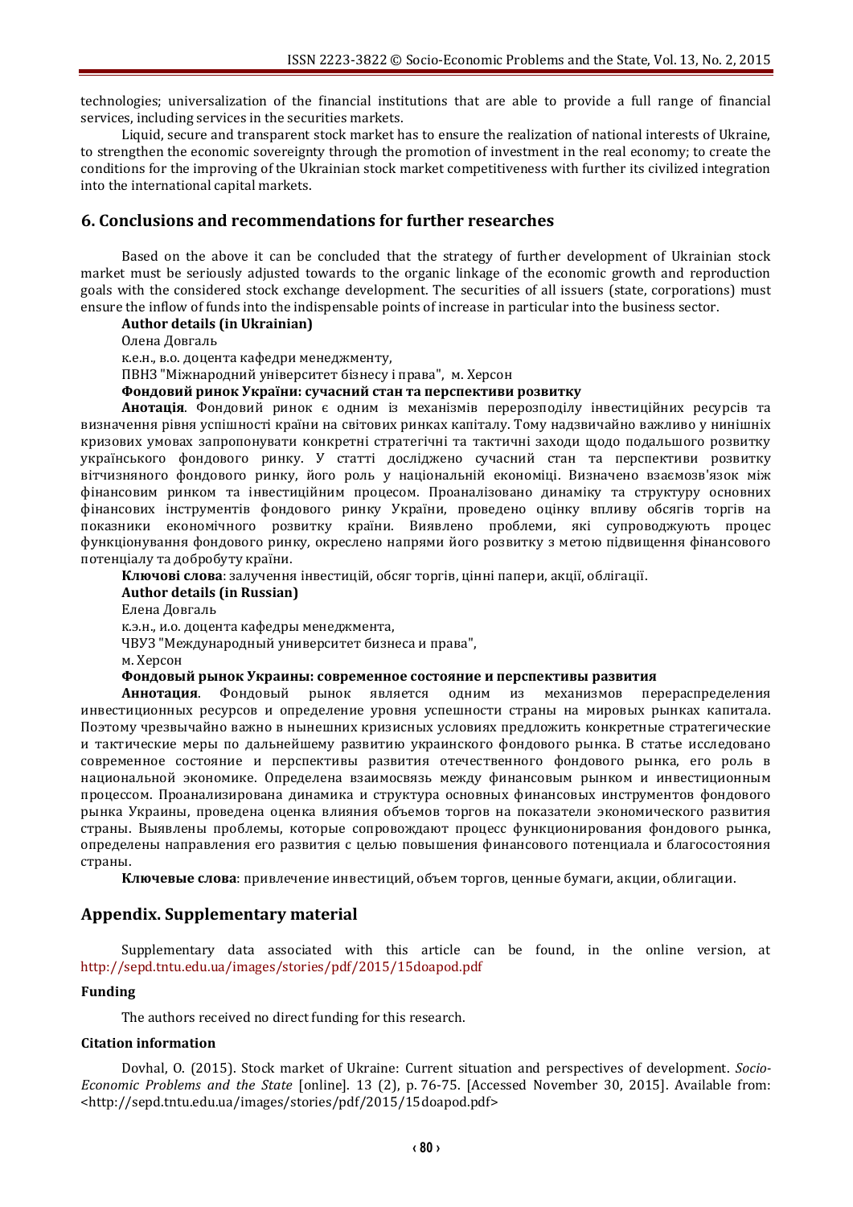technologies; universalization of the financial institutions that are able to provide a full range of financial services, including services in the securities markets.

Liquid, secure and transparent stock market has to ensure the realization of national interests of Ukraine, to strengthen the economic sovereignty through the promotion of investment in the real economy; to create the conditions for the improving of the Ukrainian stock market competitiveness with further its civilized integration into the international capital markets.

## 6. Conclusions and recommendations for further researches

Based on the above it can be concluded that the strategy of further development of Ukrainian stock market must be seriously adjusted towards to the organic linkage of the economic growth and reproduction goals with the considered stock exchange development. The securities of all issuers (state, corporations) must ensure the inflow of funds into the indispensable points of increase in particular into the business sector.

**Author details (in Ukrainian)**

Олена Довгаль

к.е.н., в.о. доцента кафедри менеджменту,

ПВНЗ "Міжнародний університет бізнесу і права", м. Херсон

**Фондовий ринок України: сучасний стан та перспективи розвитку**

**Анотація**. Фондовий ринок є одним із механізмів перерозподілу інвестиційних ресурсів та визначення рівня успішності країни на світових ринках капіталу. Тому надзвичайно важливо у нинішніх кризових умовах запропонувати конкретні стратегічні та тактичні заходи щодо подальшого розвитку українського фондового ринку. У статті досліджено сучасний стан та перспективи розвитку вітчизняного фондового ринку, його роль у національній економіці. Визначено взаємозв'язок між фінансовим ринком та інвестиційним процесом. Проаналізовано динаміку та структуру основних фінансових інструментів фондового ринку України, проведено оцінку впливу обсягів торгів на показники економічного розвитку країни. Виявлено проблеми, які супроводжують процес функціонування фондового ринку, окреслено напрями його розвитку з метою підвищення фінансового потенціалу та добробуту країни.

**Ключові слова**: залучення інвестицій, обсяг торгів, цінні папери, акції, облігації.

**Author details (in Russian)**

Елена Довгаль

к.э.н., и.о. доцента кафедры менеджмента,

ЧВУЗ "Международный университет бизнеса и права",

м. Херсон

**Фондовый рынок Украины: современное состояние и перспективы развития**

**Аннотация**. Фондовый рынок является одним из механизмов перераспределения инвестиционных ресурсов и определение уровня успешности страны на мировых рынках капитала. Поэтому чрезвычайно важно в нынешних кризисных условиях предложить конкретные стратегические и тактические меры по дальнейшему развитию украинского фондового рынка. В статье исследовано современное состояние и перспективы развития отечественного фондового рынка, его роль в национальной экономике. Определена взаимосвязь между финансовым рынком и инвестиционным процессом. Проанализирована динамика и структура основных финансовых инструментов фондового рынка Украины, проведена оценка влияния объемов торгов на показатели экономического развития страны. Выявлены проблемы, которые сопровождают процесс функционирования фондового рынка, определены направления его развития с целью повышения финансового потенциала и благосостояния страны.

**Ключевые слова**: привлечение инвестиций, объем торгов, ценные бумаги, акции, облигации.

## Appendix. Supplementary material

Supplementary data associated with this article can be found, in the online version, at http://sepd.tntu.edu.ua/images/stories/pdf/2015/15doapod.pdf

### Funding

The authors received no direct funding for this research.

### Citation information

Dovhal, O. (2015). Stock market of Ukraine: Current situation and perspectives of development. *Socio-Economic Problems and the State* [online]. 13 (2), p. 76-75. [Accessed November 30, 2015]. Available from: <http://sepd.tntu.edu.ua/images/stories/pdf/2015/15doapod.pdf>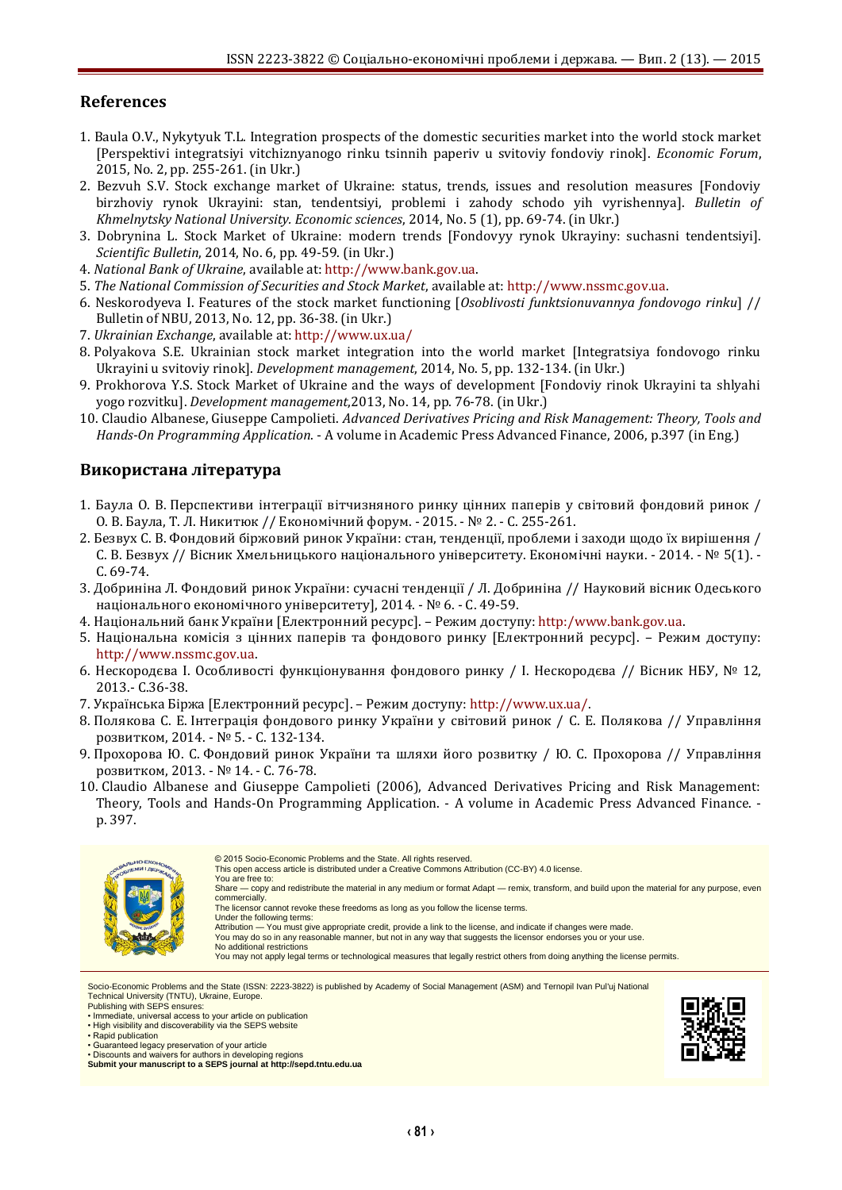## References

1. Baula O.V., Nykytyuk T.L. Integration prospects of the domestic securities market into the world stock market [Perspektivi integratsiyi vitchiznyanogo rinku tsinnih paperiv u svitoviy fondoviy rinok]. *Economic Forum*, 2015, No. 2, pp. 255-261. (in Ukr.)
2. Bezvuh S.V. Stock exchange market of Ukraine: status, trends, issues and resolution measures [Fondoviy birzhoviy rynok Ukrayini: stan, tendentsiyi, problemi i zahody schodo yih vyrishennya]. *Bulletin of Khmelnytsky National University. Economic sciences*, 2014, No. 5 (1), pp. 69-74. (in Ukr.)
3. Dobrynina L. Stock Market of Ukraine: modern trends [Fondovyy rynok Ukrayiny: suchasni tendentsiyi]. *Scientific Bulletin*, 2014, No. 6, pp. 49-59. (in Ukr.)
4. *National Bank of Ukraine*, available at: http://www.bank.gov.ua.
5. *The National Commission of Securities and Stock Market*, available at: http://www.nssmc.gov.ua.
6. Neskorodyeva I. Features of the stock market functioning [*Osoblivosti funktsionuvannya fondovogo rinku*] // Bulletin of NBU, 2013, No. 12, pp. 36-38. (in Ukr.)
7. *Ukrainian Exchange*, available at: http://www.ux.ua/
8. Polyakova S.E. Ukrainian stock market integration into the world market [Integratsiya fondovogo rinku Ukrayini u svitoviy rinok]. *Development management*, 2014, No. 5, pp. 132-134. (in Ukr.)
9. Prokhorova Y.S. Stock Market of Ukraine and the ways of development [Fondoviy rinok Ukrayini ta shlyahi yogo rozvitku]. *Development management*,2013, No. 14, pp. 76-78. (in Ukr.)
10. Claudio Albanese, Giuseppe Campolieti. *Advanced Derivatives Pricing and Risk Management: Theory, Tools and Hands-On Programming Application*. - A volume in Academic Press Advanced Finance, 2006, p.397 (in Eng.)

## Використана література

1. Баула О. В. Перспективи інтеграції вітчизняного ринку цінних паперів у світовий фондовий ринок / О. В. Баула, Т. Л. Никитюк // Економічний форум. - 2015. - № 2. - С. 255-261.
2. Безвух С. В. Фондовий біржовий ринок України: стан, тенденції, проблеми і заходи щодо їх вирішення / С. В. Безвух // Вісник Хмельницького національного університету. Економічні науки. - 2014. - № 5(1). - С. 69-74.
3. Добриніна Л. Фондовий ринок України: сучасні тенденції / Л. Добриніна // Науковий вісник Одеського національного економічного університету], 2014. - № 6. - С. 49-59.
4. Національний банк України [Електронний ресурс]. – Режим доступу: http:/www.bank.gov.ua.
5. Національна комісія з цінних паперів та фондового ринку [Електронний ресурс]. – Режим доступу: http://www.nssmc.gov.ua.
6. Нескородєва І. Особливості функціонування фондового ринку / І. Нескородєва // Вісник НБУ, № 12, 2013.- С.36-38.
7. Українська Біржа [Електронний ресурс]. – Режим доступу: http://www.ux.ua/.
8. Полякова С. Е. Інтеграція фондового ринку України у світовий ринок / С. Е. Полякова // Управління розвитком, 2014. - № 5. - С. 132-134.
9. Прохорова Ю. С. Фондовий ринок України та шляхи його розвитку / Ю. С. Прохорова // Управління розвитком, 2013. - № 14. - С. 76-78.
10. Claudio Albanese and Giuseppe Campolieti (2006), Advanced Derivatives Pricing and Risk Management: Theory, Tools and Hands-On Programming Application. - A volume in Academic Press Advanced Finance. - p. 397.

© 2015 Socio-Economic Problems and the State. All rights reserved.
This open access article is distributed under a Creative Commons Attribution (CC-BY) 4.0 license.
You are free to:
Share — copy and redistribute the material in any medium or format Adapt — remix, transform, and build upon the material for any purpose, even commercially.
The licensor cannot revoke these freedoms as long as you follow the license terms.
Under the following terms:
Attribution — You must give appropriate credit, provide a link to the license, and indicate if changes were made.
You may do so in any reasonable manner, but not in any way that suggests the licensor endorses you or your use.
No additional restrictions
You may not apply legal terms or technological measures that legally restrict others from doing anything the license permits.

Socio-Economic Problems and the State (ISSN: 2223-3822) is published by Academy of Social Management (ASM) and Ternopil Ivan Pul'uj National Technical University (TNTU), Ukraine, Europe.
Publishing with SEPS ensures:
- Immediate, universal access to your article on publication
- High visibility and discoverability via the SEPS website
- Rapid publication
- Guaranteed legacy preservation of your article
- Discounts and waivers for authors in developing regions

**Submit your manuscript to a SEPS journal at http://sepd.tntu.edu.ua**